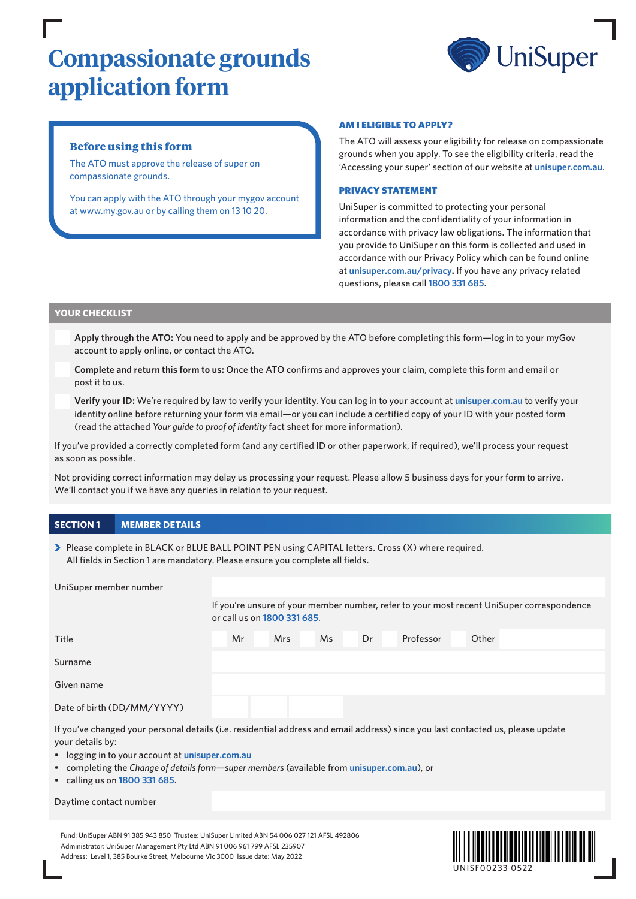# Compassionate grounds application form

UniSuper

### Before using this form

The ATO must approve the release of super on compassionate grounds.

You can apply with the ATO through your mygov account at www.my.gov.au or by calling them on 13 10 20.

### AM I ELIGIBLE TO APPLY?

The ATO will assess your eligibility for release on compassionate grounds when you apply. To see the eligibility criteria, read the 'Accessing your super' section of our website at unisuper.com.au.

### PRIVACY STATEMENT

UniSuper is committed to protecting your personal information and the confidentiality of your information in accordance with privacy law obligations. The information that you provide to UniSuper on this form is collected and used in accordance with our Privacy Policy which can be found online at **unisuper.com.au/privacy.** If you have any privacy related questions, please call 1800 331 685.

## YOUR CHECKLIST

- ☐ **Apply through the ATO:** You need to apply and be approved by the ATO before completing this form—log in to your myGov account to apply online, or contact the ATO.
- ☐ **Complete and return this form to us:** Once the ATO confirms and approves your claim, complete this form and email or post it to us.
- ☐ **Verify your ID:** We're required by law to verify your identity. You can log in to your account at unisuper.com.au to verify your identity online before returning your form via email—or you can include a certified copy of your ID with your posted form (read the attached *Your guide to proof of identity* fact sheet for more information).

If you've provided a correctly completed form (and any certified ID or other paperwork, if required), we'll process your request as soon as possible.

Not providing correct information may delay us processing your request. Please allow 5 business days for your form to arrive. We'll contact you if we have any queries in relation to your request.

## SECTION 1 MEMBER DETAILS

> Please complete in BLACK or BLUE BALL POINT PEN using CAPITAL letters. Cross (X) where required.
> All fields in Section 1 are mandatory. Please ensure you complete all fields.

UniSuper member number: ______________________

If you're unsure of your member number, refer to your most recent UniSuper correspondence or call us on 1800 331 685.

Title: ☐ Mr ☐ Mrs ☐ Ms ☐ Dr ☐ Professor ☐ Other ______

Surname: ______________________

Given name: ______________________

Date of birth (DD/MM/YYYY): ____ / ____ / ________

If you've changed your personal details (i.e. residential address and email address) since you last contacted us, please update your details by:

- logging in to your account at unisuper.com.au
- completing the *Change of details form—super members* (available from unisuper.com.au), or
- calling us on 1800 331 685.

Daytime contact number: ______________________

Fund: UniSuper ABN 91 385 943 850 Trustee: UniSuper Limited ABN 54 006 027 121 AFSL 492806
Administrator: UniSuper Management Pty Ltd ABN 91 006 961 799 AFSL 235907
Address: Level 1, 385 Bourke Street, Melbourne Vic 3000 Issue date: May 2022

UNISF00233 0522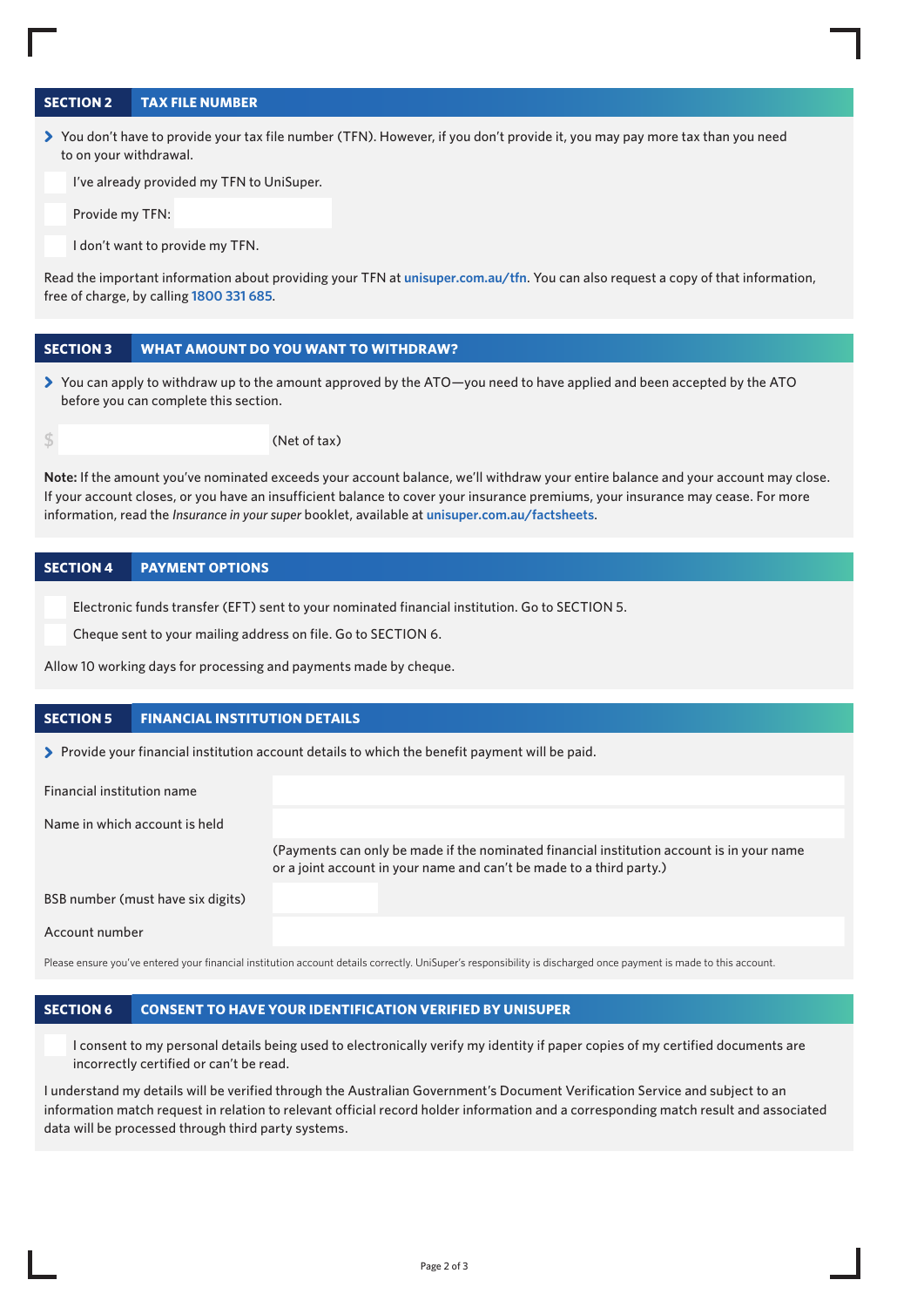## SECTION 2 TAX FILE NUMBER

- You don't have to provide your tax file number (TFN). However, if you don't provide it, you may pay more tax than you need to on your withdrawal.

☐ I've already provided my TFN to UniSuper.

☐ Provide my TFN: ____________

☐ I don't want to provide my TFN.

Read the important information about providing your TFN at **unisuper.com.au/tfn**. You can also request a copy of that information, free of charge, by calling **1800 331 685**.

## SECTION 3 WHAT AMOUNT DO YOU WANT TO WITHDRAW?

- You can apply to withdraw up to the amount approved by the ATO—you need to have applied and been accepted by the ATO before you can complete this section.

$ ____________ (Net of tax)

**Note:** If the amount you've nominated exceeds your account balance, we'll withdraw your entire balance and your account may close. If your account closes, or you have an insufficient balance to cover your insurance premiums, your insurance may cease. For more information, read the *Insurance in your super* booklet, available at **unisuper.com.au/factsheets**.

## SECTION 4 PAYMENT OPTIONS

☐ Electronic funds transfer (EFT) sent to your nominated financial institution. Go to SECTION 5.

☐ Cheque sent to your mailing address on file. Go to SECTION 6.

Allow 10 working days for processing and payments made by cheque.

## SECTION 5 FINANCIAL INSTITUTION DETAILS

- Provide your financial institution account details to which the benefit payment will be paid.

Financial institution name ____________

Name in which account is held ____________

(Payments can only be made if the nominated financial institution account is in your name or a joint account in your name and can't be made to a third party.)

BSB number (must have six digits) ____________

Account number ____________

Please ensure you've entered your financial institution account details correctly. UniSuper's responsibility is discharged once payment is made to this account.

## SECTION 6 CONSENT TO HAVE YOUR IDENTIFICATION VERIFIED BY UNISUPER

☐ I consent to my personal details being used to electronically verify my identity if paper copies of my certified documents are incorrectly certified or can't be read.

I understand my details will be verified through the Australian Government's Document Verification Service and subject to an information match request in relation to relevant official record holder information and a corresponding match result and associated data will be processed through third party systems.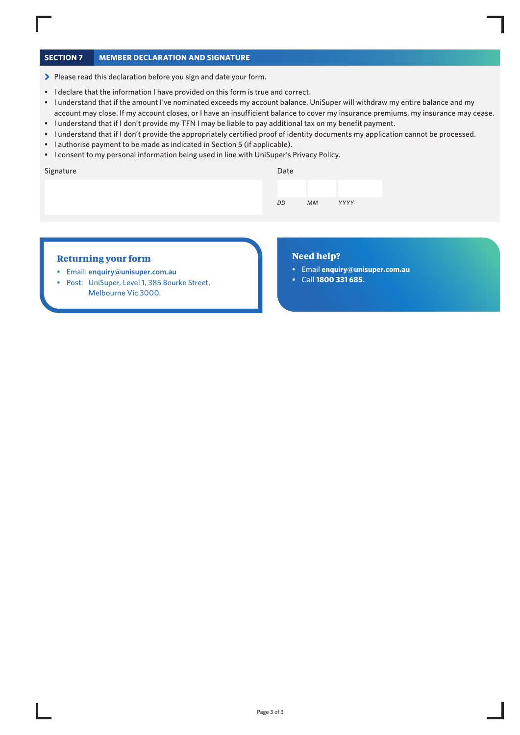## SECTION 7 MEMBER DECLARATION AND SIGNATURE

> Please read this declaration before you sign and date your form.

- I declare that the information I have provided on this form is true and correct.
- I understand that if the amount I've nominated exceeds my account balance, UniSuper will withdraw my entire balance and my account may close. If my account closes, or I have an insufficient balance to cover my insurance premiums, my insurance may cease.
- I understand that if I don't provide my TFN I may be liable to pay additional tax on my benefit payment.
- I understand that if I don't provide the appropriately certified proof of identity documents my application cannot be processed.
- I authorise payment to be made as indicated in Section 5 (if applicable).
- I consent to my personal information being used in line with UniSuper's Privacy Policy.

Signature

Date

*DD* *MM* *YYYY*

### Returning your form

- Email: **enquiry@unisuper.com.au**
- Post: UniSuper, Level 1, 385 Bourke Street, Melbourne Vic 3000.

### Need help?

- Email **enquiry@unisuper.com.au**
- Call **1800 331 685**.